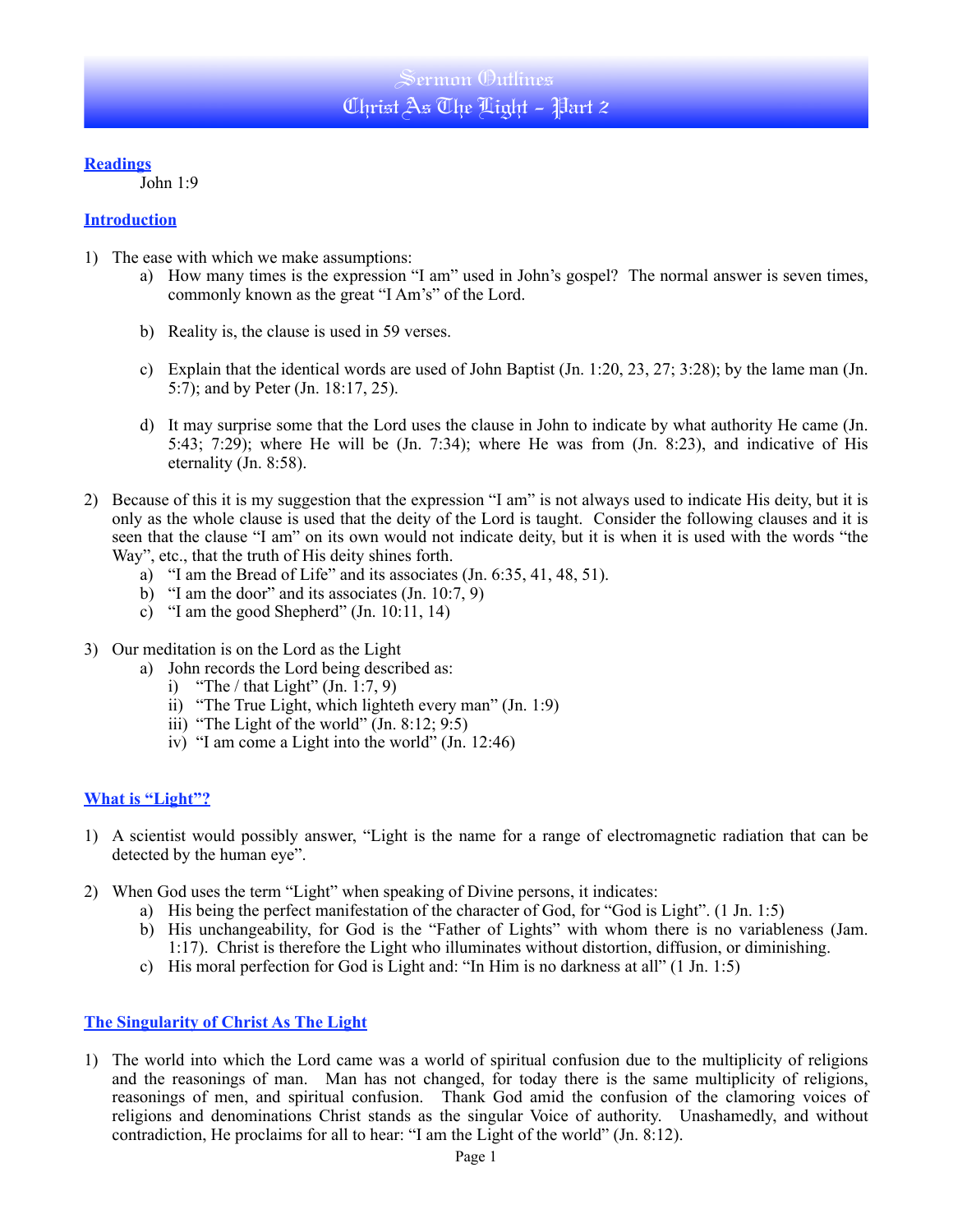# Sermon Outlines
# Christ As The Light - Part 2

## Readings

John 1:9

## Introduction

1) The ease with which we make assumptions:
   a) How many times is the expression "I am" used in John's gospel? The normal answer is seven times, commonly known as the great "I Am's" of the Lord.

   b) Reality is, the clause is used in 59 verses.

   c) Explain that the identical words are used of John Baptist (Jn. 1:20, 23, 27; 3:28); by the lame man (Jn. 5:7); and by Peter (Jn. 18:17, 25).

   d) It may surprise some that the Lord uses the clause in John to indicate by what authority He came (Jn. 5:43; 7:29); where He will be (Jn. 7:34); where He was from (Jn. 8:23), and indicative of His eternality (Jn. 8:58).

2) Because of this it is my suggestion that the expression "I am" is not always used to indicate His deity, but it is only as the whole clause is used that the deity of the Lord is taught. Consider the following clauses and it is seen that the clause "I am" on its own would not indicate deity, but it is when it is used with the words "the Way", etc., that the truth of His deity shines forth.
   a) "I am the Bread of Life" and its associates (Jn. 6:35, 41, 48, 51).
   b) "I am the door" and its associates (Jn. 10:7, 9)
   c) "I am the good Shepherd" (Jn. 10:11, 14)

3) Our meditation is on the Lord as the Light
   a) John records the Lord being described as:
      i) "The / that Light" (Jn. 1:7, 9)
      ii) "The True Light, which lighteth every man" (Jn. 1:9)
      iii) "The Light of the world" (Jn. 8:12; 9:5)
      iv) "I am come a Light into the world" (Jn. 12:46)

## What is "Light"?

1) A scientist would possibly answer, "Light is the name for a range of electromagnetic radiation that can be detected by the human eye".

2) When God uses the term "Light" when speaking of Divine persons, it indicates:
   a) His being the perfect manifestation of the character of God, for "God is Light". (1 Jn. 1:5)
   b) His unchangeability, for God is the "Father of Lights" with whom there is no variableness (Jam. 1:17). Christ is therefore the Light who illuminates without distortion, diffusion, or diminishing.
   c) His moral perfection for God is Light and: "In Him is no darkness at all" (1 Jn. 1:5)

## The Singularity of Christ As The Light

1) The world into which the Lord came was a world of spiritual confusion due to the multiplicity of religions and the reasonings of man. Man has not changed, for today there is the same multiplicity of religions, reasonings of men, and spiritual confusion. Thank God amid the confusion of the clamoring voices of religions and denominations Christ stands as the singular Voice of authority. Unashamedly, and without contradiction, He proclaims for all to hear: "I am the Light of the world" (Jn. 8:12).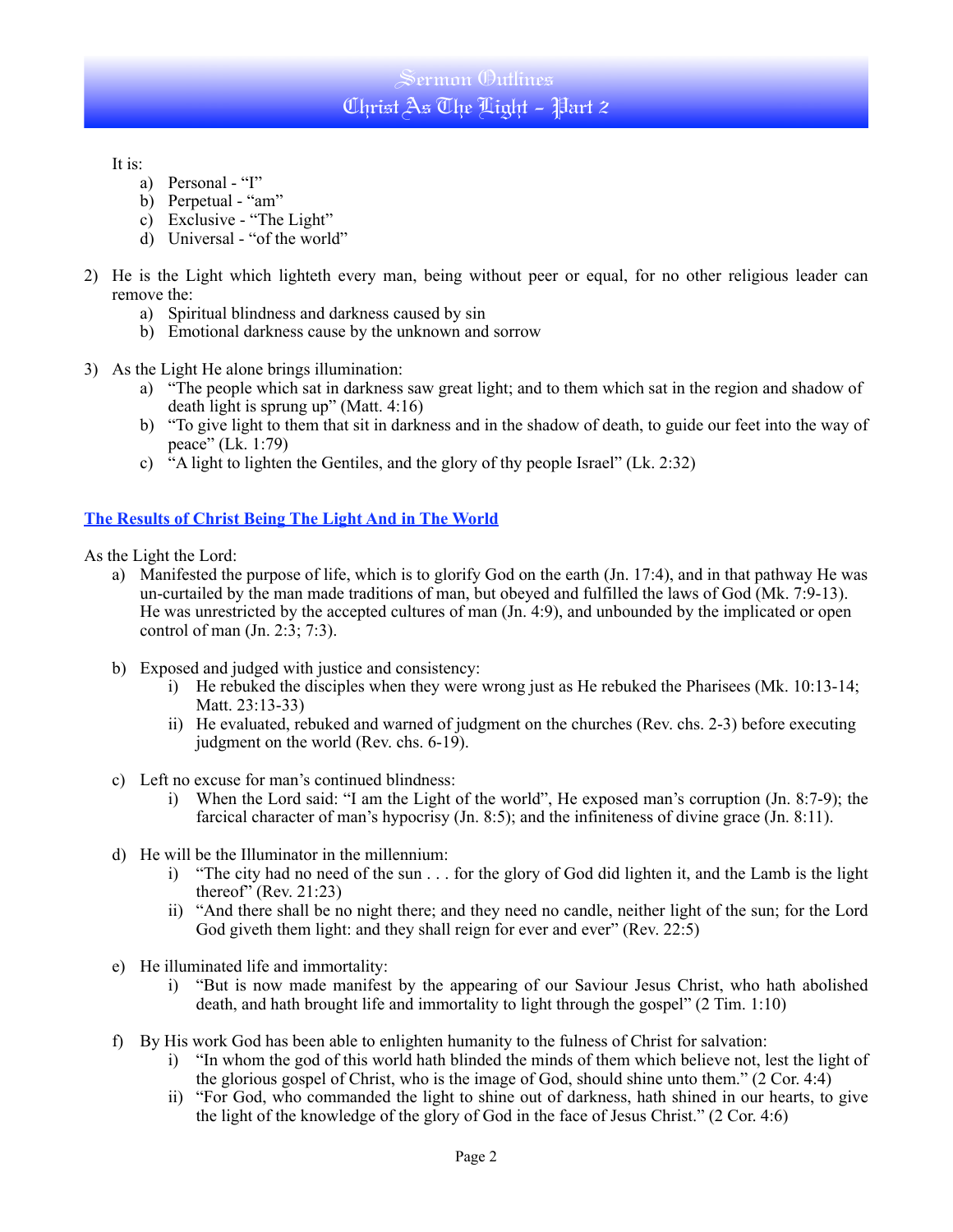It is:

a) Personal - “I”
b) Perpetual - “am”
c) Exclusive - “The Light”
d) Universal - “of the world”

2) He is the Light which lighteth every man, being without peer or equal, for no other religious leader can remove the:
   a) Spiritual blindness and darkness caused by sin
   b) Emotional darkness cause by the unknown and sorrow

3) As the Light He alone brings illumination:
   a) “The people which sat in darkness saw great light; and to them which sat in the region and shadow of death light is sprung up” (Matt. 4:16)
   b) “To give light to them that sit in darkness and in the shadow of death, to guide our feet into the way of peace” (Lk. 1:79)
   c) “A light to lighten the Gentiles, and the glory of thy people Israel” (Lk. 2:32)

## The Results of Christ Being The Light And in The World

As the Light the Lord:

a) Manifested the purpose of life, which is to glorify God on the earth (Jn. 17:4), and in that pathway He was un-curtailed by the man made traditions of man, but obeyed and fulfilled the laws of God (Mk. 7:9-13). He was unrestricted by the accepted cultures of man (Jn. 4:9), and unbounded by the implicated or open control of man (Jn. 2:3; 7:3).

b) Exposed and judged with justice and consistency:
   i) He rebuked the disciples when they were wrong just as He rebuked the Pharisees (Mk. 10:13-14; Matt. 23:13-33)
   ii) He evaluated, rebuked and warned of judgment on the churches (Rev. chs. 2-3) before executing judgment on the world (Rev. chs. 6-19).

c) Left no excuse for man’s continued blindness:
   i) When the Lord said: “I am the Light of the world”, He exposed man’s corruption (Jn. 8:7-9); the farcical character of man’s hypocrisy (Jn. 8:5); and the infiniteness of divine grace (Jn. 8:11).

d) He will be the Illuminator in the millennium:
   i) “The city had no need of the sun . . . for the glory of God did lighten it, and the Lamb is the light thereof” (Rev. 21:23)
   ii) “And there shall be no night there; and they need no candle, neither light of the sun; for the Lord God giveth them light: and they shall reign for ever and ever” (Rev. 22:5)

e) He illuminated life and immortality:
   i) “But is now made manifest by the appearing of our Saviour Jesus Christ, who hath abolished death, and hath brought life and immortality to light through the gospel” (2 Tim. 1:10)

f) By His work God has been able to enlighten humanity to the fulness of Christ for salvation:
   i) “In whom the god of this world hath blinded the minds of them which believe not, lest the light of the glorious gospel of Christ, who is the image of God, should shine unto them.” (2 Cor. 4:4)
   ii) “For God, who commanded the light to shine out of darkness, hath shined in our hearts, to give the light of the knowledge of the glory of God in the face of Jesus Christ.” (2 Cor. 4:6)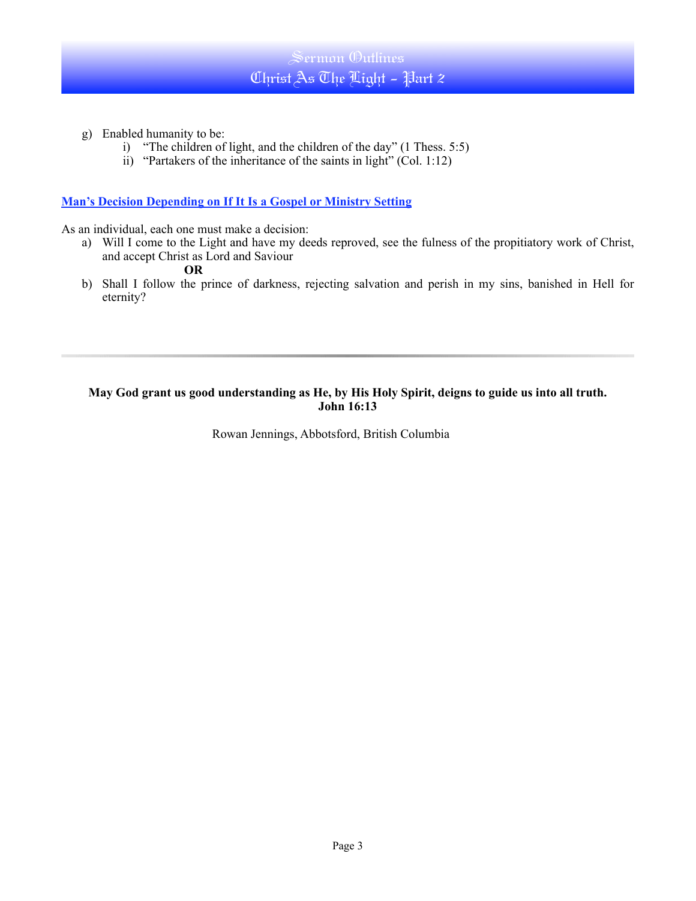g) Enabled humanity to be:
   i) "The children of light, and the children of the day" (1 Thess. 5:5)
   ii) "Partakers of the inheritance of the saints in light" (Col. 1:12)

## Man's Decision Depending on If It Is a Gospel or Ministry Setting

As an individual, each one must make a decision:

a) Will I come to the Light and have my deeds reproved, see the fulness of the propitiatory work of Christ, and accept Christ as Lord and Saviour

**OR**

b) Shall I follow the prince of darkness, rejecting salvation and perish in my sins, banished in Hell for eternity?

---

**May God grant us good understanding as He, by His Holy Spirit, deigns to guide us into all truth.**
**John 16:13**

Rowan Jennings, Abbotsford, British Columbia